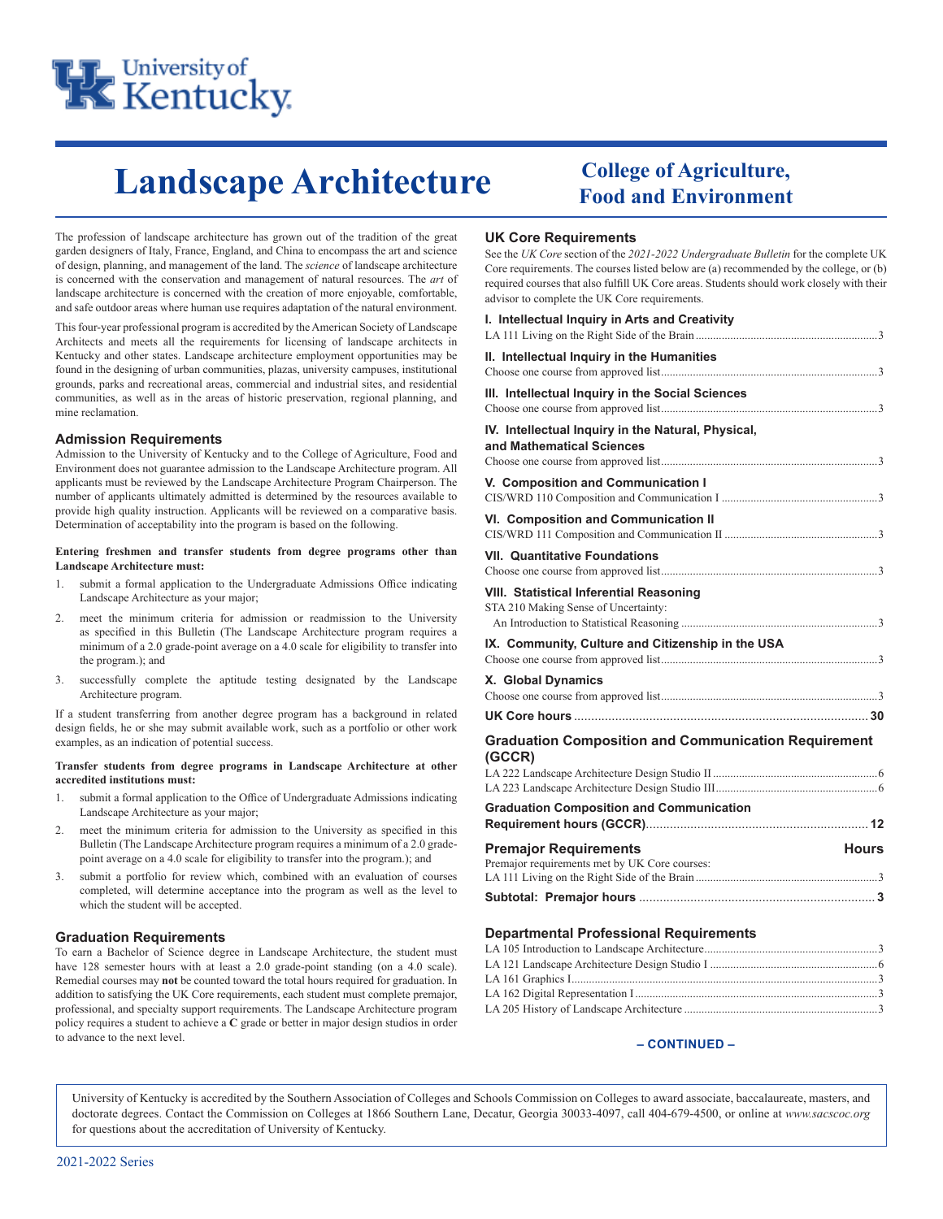# Landscape Architecture

## College of Agriculture, Food and Environment

The profession of landscape architecture has grown out of the tradition of the great garden designers of Italy, France, England, and China to encompass the art and science of design, planning, and management of the land. The *science* of landscape architecture is concerned with the conservation and management of natural resources. The *art* of landscape architecture is concerned with the creation of more enjoyable, comfortable, and safe outdoor areas where human use requires adaptation of the natural environment.

This four-year professional program is accredited by the American Society of Landscape Architects and meets all the requirements for licensing of landscape architects in Kentucky and other states. Landscape architecture employment opportunities may be found in the designing of urban communities, plazas, university campuses, institutional grounds, parks and recreational areas, commercial and industrial sites, and residential communities, as well as in the areas of historic preservation, regional planning, and mine reclamation.

### Admission Requirements

Admission to the University of Kentucky and to the College of Agriculture, Food and Environment does not guarantee admission to the Landscape Architecture program. All applicants must be reviewed by the Landscape Architecture Program Chairperson. The number of applicants ultimately admitted is determined by the resources available to provide high quality instruction. Applicants will be reviewed on a comparative basis. Determination of acceptability into the program is based on the following.

**Entering freshmen and transfer students from degree programs other than Landscape Architecture must:**

1. submit a formal application to the Undergraduate Admissions Office indicating Landscape Architecture as your major;
2. meet the minimum criteria for admission or readmission to the University as specified in this Bulletin (The Landscape Architecture program requires a minimum of a 2.0 grade-point average on a 4.0 scale for eligibility to transfer into the program.); and
3. successfully complete the aptitude testing designated by the Landscape Architecture program.

If a student transferring from another degree program has a background in related design fields, he or she may submit available work, such as a portfolio or other work examples, as an indication of potential success.

**Transfer students from degree programs in Landscape Architecture at other accredited institutions must:**

1. submit a formal application to the Office of Undergraduate Admissions indicating Landscape Architecture as your major;
2. meet the minimum criteria for admission to the University as specified in this Bulletin (The Landscape Architecture program requires a minimum of a 2.0 grade-point average on a 4.0 scale for eligibility to transfer into the program.); and
3. submit a portfolio for review which, combined with an evaluation of courses completed, will determine acceptance into the program as well as the level to which the student will be accepted.

### Graduation Requirements

To earn a Bachelor of Science degree in Landscape Architecture, the student must have 128 semester hours with at least a 2.0 grade-point standing (on a 4.0 scale). Remedial courses may **not** be counted toward the total hours required for graduation. In addition to satisfying the UK Core requirements, each student must complete premajor, professional, and specialty support requirements. The Landscape Architecture program policy requires a student to achieve a **C** grade or better in major design studios in order to advance to the next level.

### UK Core Requirements

See the *UK Core* section of the *2021-2022 Undergraduate Bulletin* for the complete UK Core requirements. The courses listed below are (a) recommended by the college, or (b) required courses that also fulfill UK Core areas. Students should work closely with their advisor to complete the UK Core requirements.

**I. Intellectual Inquiry in Arts and Creativity**
LA 111 Living on the Right Side of the Brain ..... 3

**II. Intellectual Inquiry in the Humanities**
Choose one course from approved list ..... 3

**III. Intellectual Inquiry in the Social Sciences**
Choose one course from approved list ..... 3

**IV. Intellectual Inquiry in the Natural, Physical, and Mathematical Sciences**
Choose one course from approved list ..... 3

**V. Composition and Communication I**
CIS/WRD 110 Composition and Communication I ..... 3

**VI. Composition and Communication II**
CIS/WRD 111 Composition and Communication II ..... 3

**VII. Quantitative Foundations**
Choose one course from approved list ..... 3

**VIII. Statistical Inferential Reasoning**
STA 210 Making Sense of Uncertainty: An Introduction to Statistical Reasoning ..... 3

**IX. Community, Culture and Citizenship in the USA**
Choose one course from approved list ..... 3

**X. Global Dynamics**
Choose one course from approved list ..... 3

**UK Core hours ..... 30**

### Graduation Composition and Communication Requirement (GCCR)

LA 222 Landscape Architecture Design Studio II ..... 6
LA 223 Landscape Architecture Design Studio III ..... 6

**Graduation Composition and Communication Requirement hours (GCCR) ..... 12**

### Premajor Requirements — Hours

Premajor requirements met by UK Core courses:
LA 111 Living on the Right Side of the Brain ..... 3

**Subtotal: Premajor hours ..... 3**

### Departmental Professional Requirements

LA 105 Introduction to Landscape Architecture ..... 3
LA 121 Landscape Architecture Design Studio I ..... 6
LA 161 Graphics I ..... 3
LA 162 Digital Representation I ..... 3
LA 205 History of Landscape Architecture ..... 3

**– CONTINUED –**

University of Kentucky is accredited by the Southern Association of Colleges and Schools Commission on Colleges to award associate, baccalaureate, masters, and doctorate degrees. Contact the Commission on Colleges at 1866 Southern Lane, Decatur, Georgia 30033-4097, call 404-679-4500, or online at *www.sacscoc.org* for questions about the accreditation of University of Kentucky.

2021-2022 Series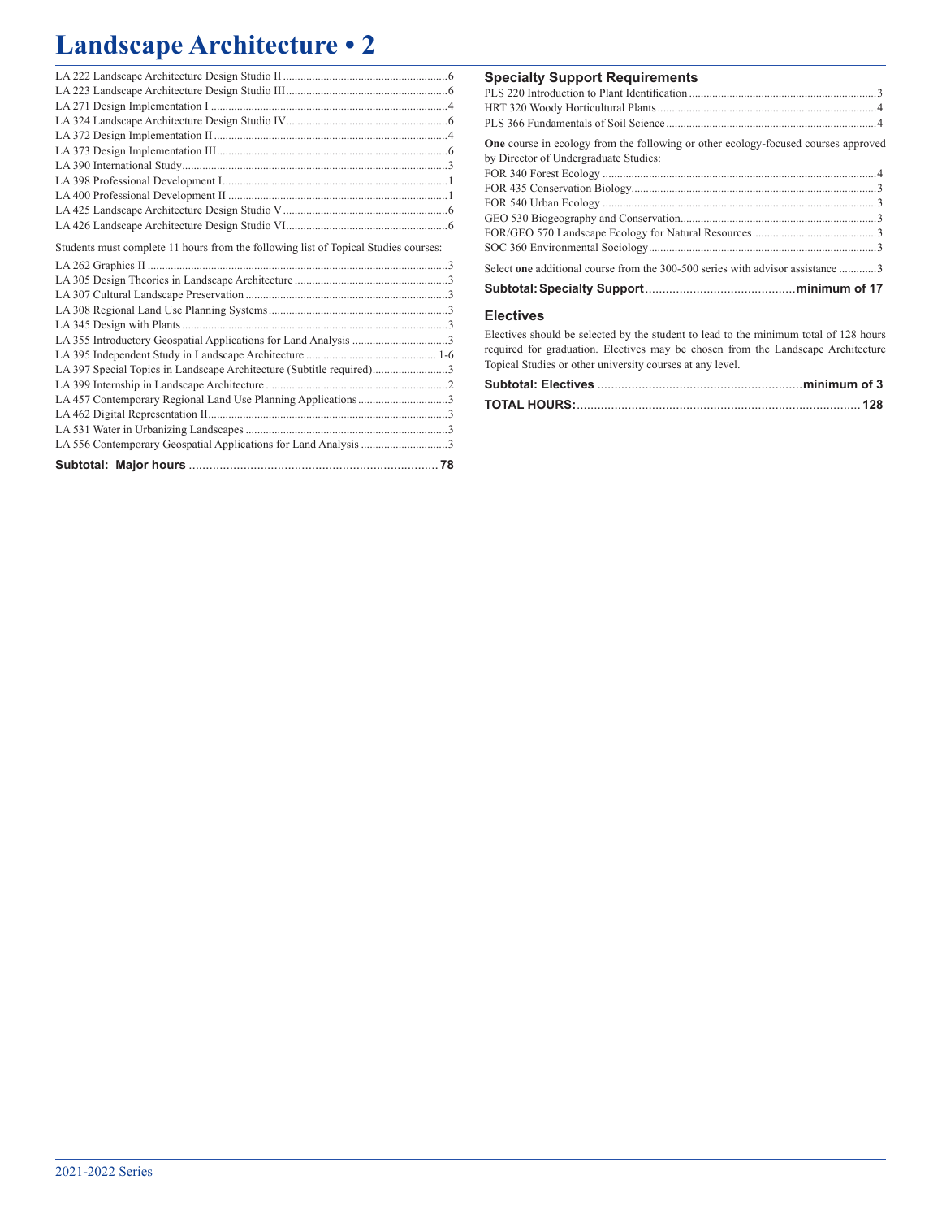# Landscape Architecture • 2

| | |
|---|---|
| LA 222 Landscape Architecture Design Studio II | 6 |
| LA 223 Landscape Architecture Design Studio III | 6 |
| LA 271 Design Implementation I | 4 |
| LA 324 Landscape Architecture Design Studio IV | 6 |
| LA 372 Design Implementation II | 4 |
| LA 373 Design Implementation III | 6 |
| LA 390 International Study | 3 |
| LA 398 Professional Development I | 1 |
| LA 400 Professional Development II | 1 |
| LA 425 Landscape Architecture Design Studio V | 6 |
| LA 426 Landscape Architecture Design Studio VI | 6 |

Students must complete 11 hours from the following list of Topical Studies courses:

| | |
|---|---|
| LA 262 Graphics II | 3 |
| LA 305 Design Theories in Landscape Architecture | 3 |
| LA 307 Cultural Landscape Preservation | 3 |
| LA 308 Regional Land Use Planning Systems | 3 |
| LA 345 Design with Plants | 3 |
| LA 355 Introductory Geospatial Applications for Land Analysis | 3 |
| LA 395 Independent Study in Landscape Architecture | 1-6 |
| LA 397 Special Topics in Landscape Architecture (Subtitle required) | 3 |
| LA 399 Internship in Landscape Architecture | 2 |
| LA 457 Contemporary Regional Land Use Planning Applications | 3 |
| LA 462 Digital Representation II | 3 |
| LA 531 Water in Urbanizing Landscapes | 3 |
| LA 556 Contemporary Geospatial Applications for Land Analysis | 3 |

**Subtotal: Major hours ... 78**

## Specialty Support Requirements

| | |
|---|---|
| PLS 220 Introduction to Plant Identification | 3 |
| HRT 320 Woody Horticultural Plants | 4 |
| PLS 366 Fundamentals of Soil Science | 4 |

**One** course in ecology from the following or other ecology-focused courses approved by Director of Undergraduate Studies:

| | |
|---|---|
| FOR 340 Forest Ecology | 4 |
| FOR 435 Conservation Biology | 3 |
| FOR 540 Urban Ecology | 3 |
| GEO 530 Biogeography and Conservation | 3 |
| FOR/GEO 570 Landscape Ecology for Natural Resources | 3 |
| SOC 360 Environmental Sociology | 3 |

Select **one** additional course from the 300-500 series with advisor assistance ... 3

**Subtotal: Specialty Support ... minimum of 17**

## Electives

Electives should be selected by the student to lead to the minimum total of 128 hours required for graduation. Electives may be chosen from the Landscape Architecture Topical Studies or other university courses at any level.

**Subtotal: Electives ... minimum of 3**

**TOTAL HOURS: ... 128**